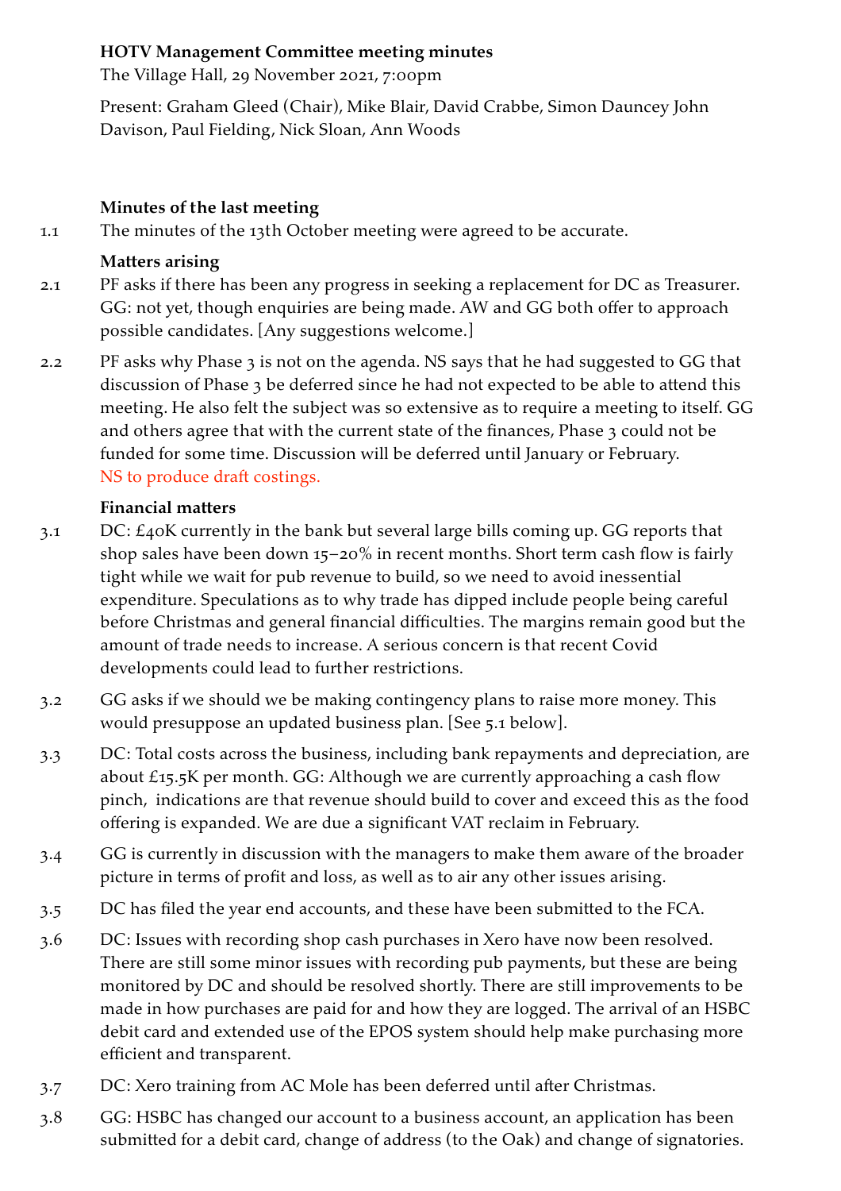**HOTV Management Committee meeting minutes**
The Village Hall, 29 November 2021, 7:00pm

Present: Graham Gleed (Chair), Mike Blair, David Crabbe, Simon Dauncey John Davison, Paul Fielding, Nick Sloan, Ann Woods

**Minutes of the last meeting**

1.1 The minutes of the 13th October meeting were agreed to be accurate.

**Matters arising**

2.1 PF asks if there has been any progress in seeking a replacement for DC as Treasurer. GG: not yet, though enquiries are being made. AW and GG both offer to approach possible candidates. [Any suggestions welcome.]

2.2 PF asks why Phase 3 is not on the agenda. NS says that he had suggested to GG that discussion of Phase 3 be deferred since he had not expected to be able to attend this meeting. He also felt the subject was so extensive as to require a meeting to itself. GG and others agree that with the current state of the finances, Phase 3 could not be funded for some time. Discussion will be deferred until January or February. NS to produce draft costings.

**Financial matters**

3.1 DC: £40K currently in the bank but several large bills coming up. GG reports that shop sales have been down 15–20% in recent months. Short term cash flow is fairly tight while we wait for pub revenue to build, so we need to avoid inessential expenditure. Speculations as to why trade has dipped include people being careful before Christmas and general financial difficulties. The margins remain good but the amount of trade needs to increase. A serious concern is that recent Covid developments could lead to further restrictions.

3.2 GG asks if we should we be making contingency plans to raise more money. This would presuppose an updated business plan. [See 5.1 below].

3.3 DC: Total costs across the business, including bank repayments and depreciation, are about £15.5K per month. GG: Although we are currently approaching a cash flow pinch, indications are that revenue should build to cover and exceed this as the food offering is expanded. We are due a significant VAT reclaim in February.

3.4 GG is currently in discussion with the managers to make them aware of the broader picture in terms of profit and loss, as well as to air any other issues arising.

3.5 DC has filed the year end accounts, and these have been submitted to the FCA.

3.6 DC: Issues with recording shop cash purchases in Xero have now been resolved. There are still some minor issues with recording pub payments, but these are being monitored by DC and should be resolved shortly. There are still improvements to be made in how purchases are paid for and how they are logged. The arrival of an HSBC debit card and extended use of the EPOS system should help make purchasing more efficient and transparent.

3.7 DC: Xero training from AC Mole has been deferred until after Christmas.

3.8 GG: HSBC has changed our account to a business account, an application has been submitted for a debit card, change of address (to the Oak) and change of signatories.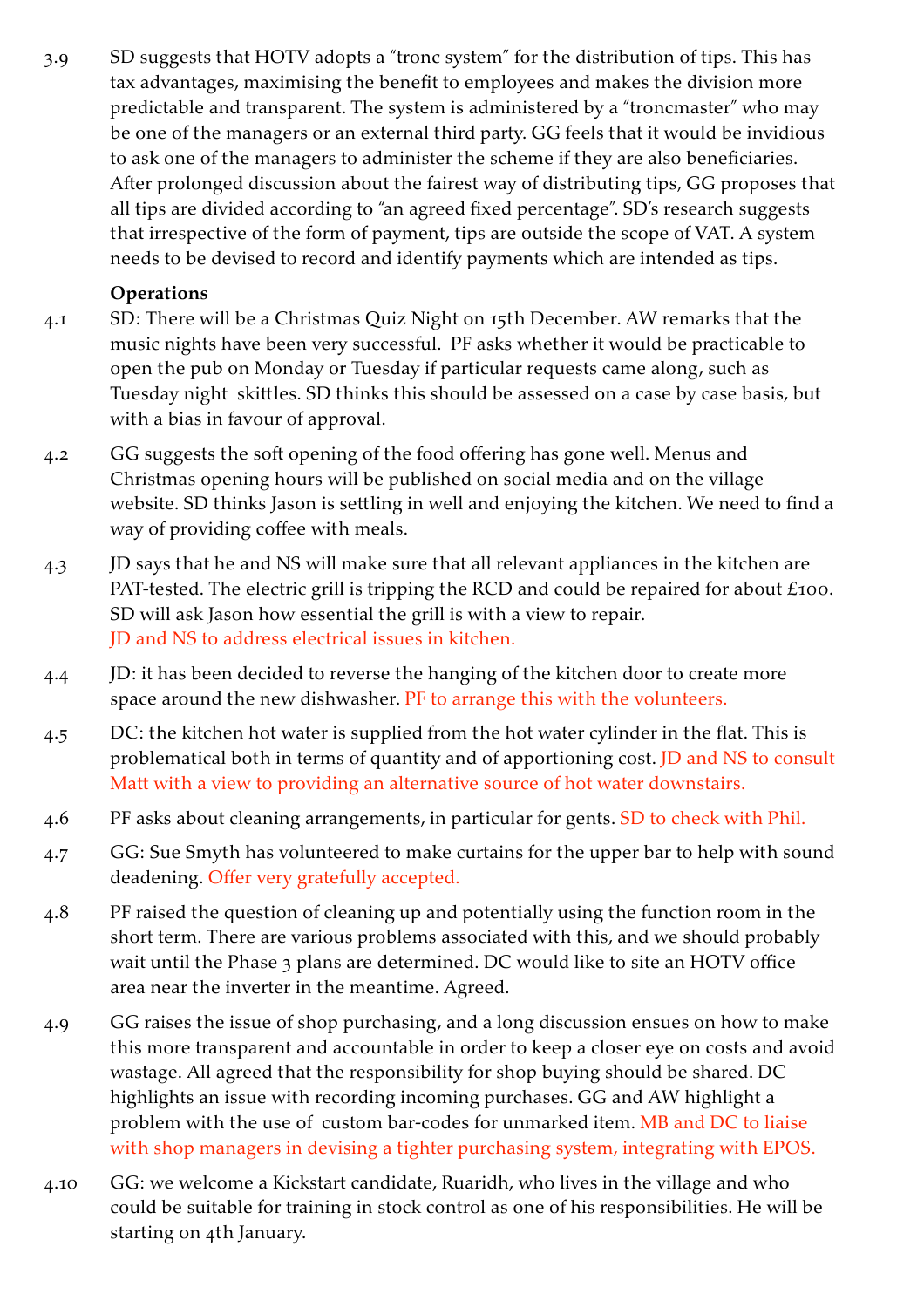3.9 SD suggests that HOTV adopts a "tronc system" for the distribution of tips. This has tax advantages, maximising the benefit to employees and makes the division more predictable and transparent. The system is administered by a "troncmaster" who may be one of the managers or an external third party. GG feels that it would be invidious to ask one of the managers to administer the scheme if they are also beneficiaries. After prolonged discussion about the fairest way of distributing tips, GG proposes that all tips are divided according to "an agreed fixed percentage". SD's research suggests that irrespective of the form of payment, tips are outside the scope of VAT. A system needs to be devised to record and identify payments which are intended as tips.

**Operations**

4.1 SD: There will be a Christmas Quiz Night on 15th December. AW remarks that the music nights have been very successful. PF asks whether it would be practicable to open the pub on Monday or Tuesday if particular requests came along, such as Tuesday night skittles. SD thinks this should be assessed on a case by case basis, but with a bias in favour of approval.

4.2 GG suggests the soft opening of the food offering has gone well. Menus and Christmas opening hours will be published on social media and on the village website. SD thinks Jason is settling in well and enjoying the kitchen. We need to find a way of providing coffee with meals.

4.3 JD says that he and NS will make sure that all relevant appliances in the kitchen are PAT-tested. The electric grill is tripping the RCD and could be repaired for about £100. SD will ask Jason how essential the grill is with a view to repair.
JD and NS to address electrical issues in kitchen.

4.4 JD: it has been decided to reverse the hanging of the kitchen door to create more space around the new dishwasher. PF to arrange this with the volunteers.

4.5 DC: the kitchen hot water is supplied from the hot water cylinder in the flat. This is problematical both in terms of quantity and of apportioning cost. JD and NS to consult Matt with a view to providing an alternative source of hot water downstairs.

4.6 PF asks about cleaning arrangements, in particular for gents. SD to check with Phil.

4.7 GG: Sue Smyth has volunteered to make curtains for the upper bar to help with sound deadening. Offer very gratefully accepted.

4.8 PF raised the question of cleaning up and potentially using the function room in the short term. There are various problems associated with this, and we should probably wait until the Phase 3 plans are determined. DC would like to site an HOTV office area near the inverter in the meantime. Agreed.

4.9 GG raises the issue of shop purchasing, and a long discussion ensues on how to make this more transparent and accountable in order to keep a closer eye on costs and avoid wastage. All agreed that the responsibility for shop buying should be shared. DC highlights an issue with recording incoming purchases. GG and AW highlight a problem with the use of custom bar-codes for unmarked item. MB and DC to liaise with shop managers in devising a tighter purchasing system, integrating with EPOS.

4.10 GG: we welcome a Kickstart candidate, Ruaridh, who lives in the village and who could be suitable for training in stock control as one of his responsibilities. He will be starting on 4th January.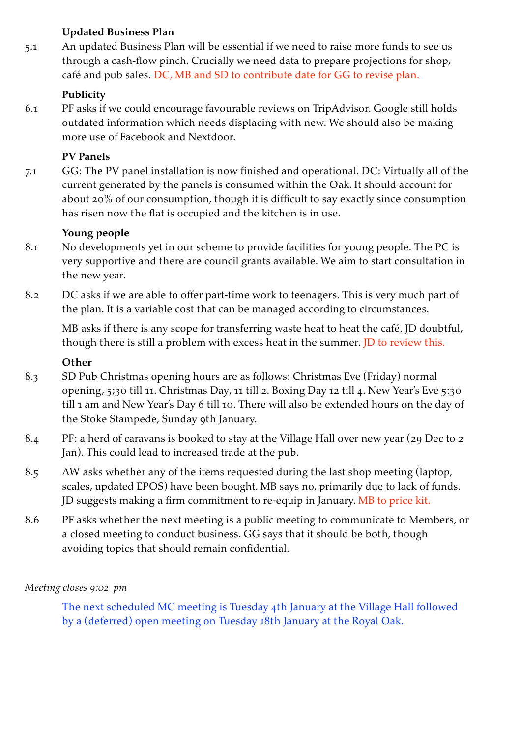### Updated Business Plan

5.1 An updated Business Plan will be essential if we need to raise more funds to see us through a cash-flow pinch. Crucially we need data to prepare projections for shop, café and pub sales. DC, MB and SD to contribute date for GG to revise plan.

### Publicity

6.1 PF asks if we could encourage favourable reviews on TripAdvisor. Google still holds outdated information which needs displacing with new. We should also be making more use of Facebook and Nextdoor.

### PV Panels

7.1 GG: The PV panel installation is now finished and operational. DC: Virtually all of the current generated by the panels is consumed within the Oak. It should account for about 20% of our consumption, though it is difficult to say exactly since consumption has risen now the flat is occupied and the kitchen is in use.

### Young people

8.1 No developments yet in our scheme to provide facilities for young people. The PC is very supportive and there are council grants available. We aim to start consultation in the new year.

8.2 DC asks if we are able to offer part-time work to teenagers. This is very much part of the plan. It is a variable cost that can be managed according to circumstances.

MB asks if there is any scope for transferring waste heat to heat the café. JD doubtful, though there is still a problem with excess heat in the summer. JD to review this.

### Other

8.3 SD Pub Christmas opening hours are as follows: Christmas Eve (Friday) normal opening, 5;30 till 11. Christmas Day, 11 till 2. Boxing Day 12 till 4. New Year's Eve 5:30 till 1 am and New Year's Day 6 till 10. There will also be extended hours on the day of the Stoke Stampede, Sunday 9th January.

8.4 PF: a herd of caravans is booked to stay at the Village Hall over new year (29 Dec to 2 Jan). This could lead to increased trade at the pub.

8.5 AW asks whether any of the items requested during the last shop meeting (laptop, scales, updated EPOS) have been bought. MB says no, primarily due to lack of funds. JD suggests making a firm commitment to re-equip in January. MB to price kit.

8.6 PF asks whether the next meeting is a public meeting to communicate to Members, or a closed meeting to conduct business. GG says that it should be both, though avoiding topics that should remain confidential.

*Meeting closes 9:02 pm*

The next scheduled MC meeting is Tuesday 4th January at the Village Hall followed by a (deferred) open meeting on Tuesday 18th January at the Royal Oak.